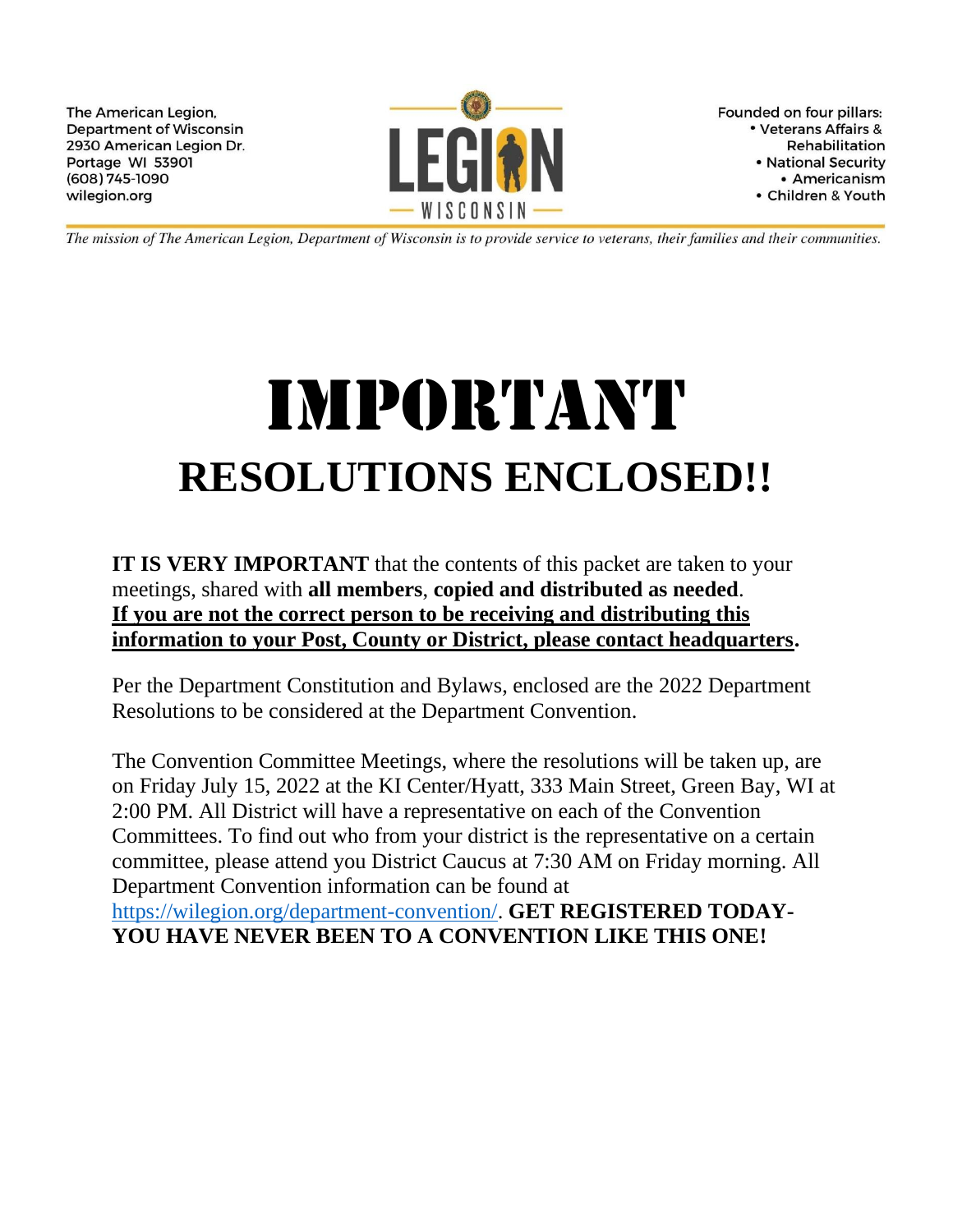The American Legion,
Department of Wisconsin
2930 American Legion Dr.
Portage WI 53901
(608) 745-1090
wilegion.org

LEGION WISCONSIN

Founded on four pillars:
- Veterans Affairs & Rehabilitation
- National Security
- Americanism
- Children & Youth

*The mission of The American Legion, Department of Wisconsin is to provide service to veterans, their families and their communities.*

# IMPORTANT

## RESOLUTIONS ENCLOSED!!

**IT IS VERY IMPORTANT** that the contents of this packet are taken to your meetings, shared with **all members**, **copied and distributed as needed**. **<u>If you are not the correct person to be receiving and distributing this information to your Post, County or District, please contact headquarters</u>.**

Per the Department Constitution and Bylaws, enclosed are the 2022 Department Resolutions to be considered at the Department Convention.

The Convention Committee Meetings, where the resolutions will be taken up, are on Friday July 15, 2022 at the KI Center/Hyatt, 333 Main Street, Green Bay, WI at 2:00 PM. All District will have a representative on each of the Convention Committees. To find out who from your district is the representative on a certain committee, please attend you District Caucus at 7:30 AM on Friday morning. All Department Convention information can be found at https://wilegion.org/department-convention/. **GET REGISTERED TODAY-YOU HAVE NEVER BEEN TO A CONVENTION LIKE THIS ONE!**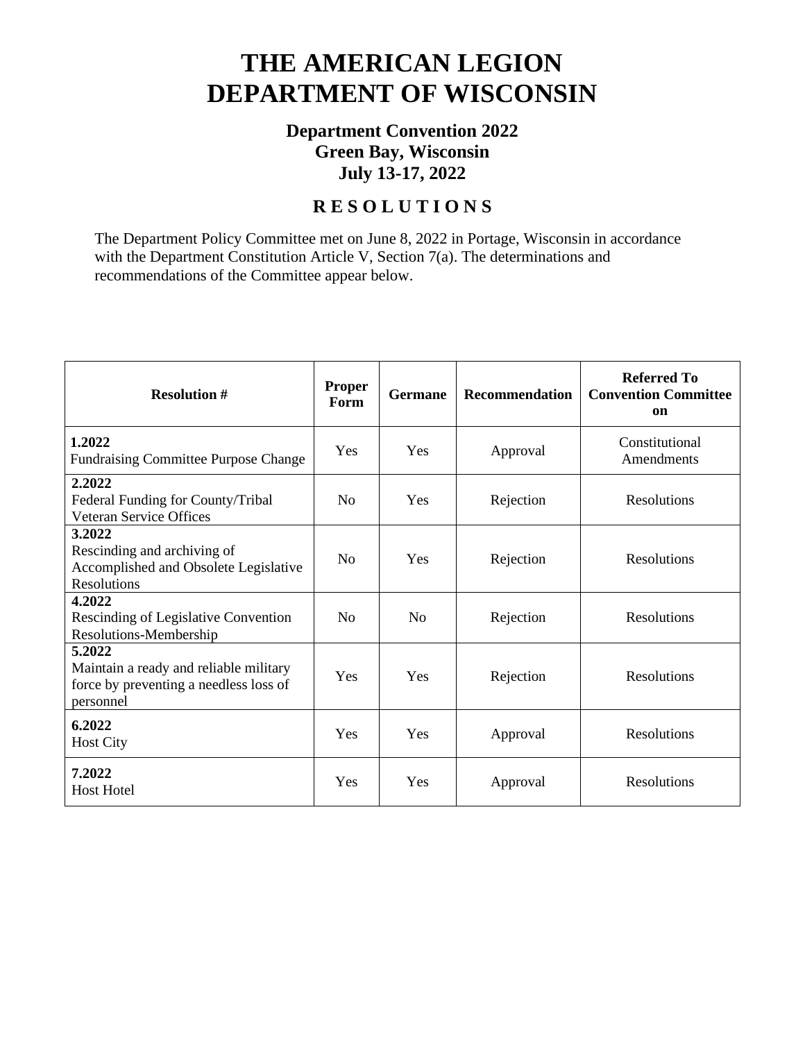# THE AMERICAN LEGION
# DEPARTMENT OF WISCONSIN

### Department Convention 2022
### Green Bay, Wisconsin
### July 13-17, 2022

## R E S O L U T I O N S

The Department Policy Committee met on June 8, 2022 in Portage, Wisconsin in accordance with the Department Constitution Article V, Section 7(a). The determinations and recommendations of the Committee appear below.

| Resolution # | Proper Form | Germane | Recommendation | Referred To Convention Committee on |
|---|---|---|---|---|
| **1.2022**<br>Fundraising Committee Purpose Change | Yes | Yes | Approval | Constitutional Amendments |
| **2.2022**<br>Federal Funding for County/Tribal Veteran Service Offices | No | Yes | Rejection | Resolutions |
| **3.2022**<br>Rescinding and archiving of Accomplished and Obsolete Legislative Resolutions | No | Yes | Rejection | Resolutions |
| **4.2022**<br>Rescinding of Legislative Convention Resolutions-Membership | No | No | Rejection | Resolutions |
| **5.2022**<br>Maintain a ready and reliable military force by preventing a needless loss of personnel | Yes | Yes | Rejection | Resolutions |
| **6.2022**<br>Host City | Yes | Yes | Approval | Resolutions |
| **7.2022**<br>Host Hotel | Yes | Yes | Approval | Resolutions |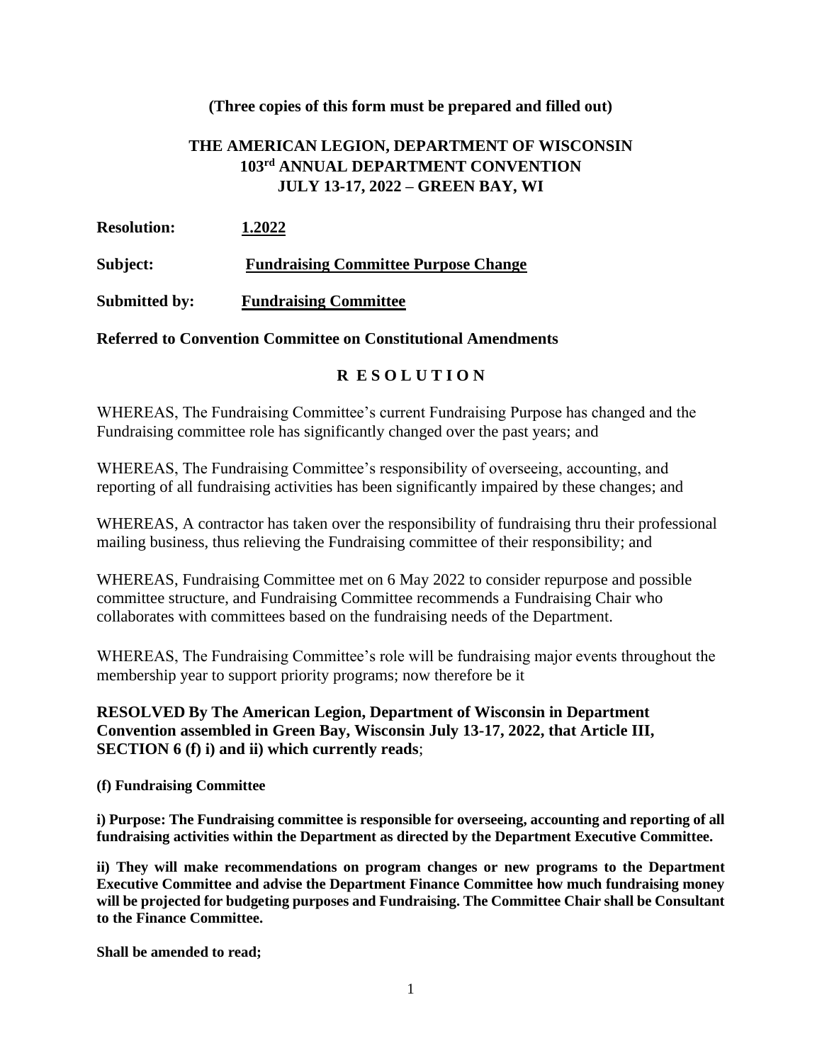**(Three copies of this form must be prepared and filled out)**

**THE AMERICAN LEGION, DEPARTMENT OF WISCONSIN**
**103rd ANNUAL DEPARTMENT CONVENTION**
**JULY 13-17, 2022 – GREEN BAY, WI**

**Resolution:** **1.2022**

**Subject:** **Fundraising Committee Purpose Change**

**Submitted by:** **Fundraising Committee**

**Referred to Convention Committee on Constitutional Amendments**

**R E S O L U T I O N**

WHEREAS, The Fundraising Committee's current Fundraising Purpose has changed and the Fundraising committee role has significantly changed over the past years; and

WHEREAS, The Fundraising Committee's responsibility of overseeing, accounting, and reporting of all fundraising activities has been significantly impaired by these changes; and

WHEREAS, A contractor has taken over the responsibility of fundraising thru their professional mailing business, thus relieving the Fundraising committee of their responsibility; and

WHEREAS, Fundraising Committee met on 6 May 2022 to consider repurpose and possible committee structure, and Fundraising Committee recommends a Fundraising Chair who collaborates with committees based on the fundraising needs of the Department.

WHEREAS, The Fundraising Committee's role will be fundraising major events throughout the membership year to support priority programs; now therefore be it

**RESOLVED By The American Legion, Department of Wisconsin in Department Convention assembled in Green Bay, Wisconsin July 13-17, 2022, that Article III, SECTION 6 (f) i) and ii) which currently reads**;

**(f) Fundraising Committee**

**i) Purpose: The Fundraising committee is responsible for overseeing, accounting and reporting of all fundraising activities within the Department as directed by the Department Executive Committee.**

**ii) They will make recommendations on program changes or new programs to the Department Executive Committee and advise the Department Finance Committee how much fundraising money will be projected for budgeting purposes and Fundraising. The Committee Chair shall be Consultant to the Finance Committee.**

**Shall be amended to read;**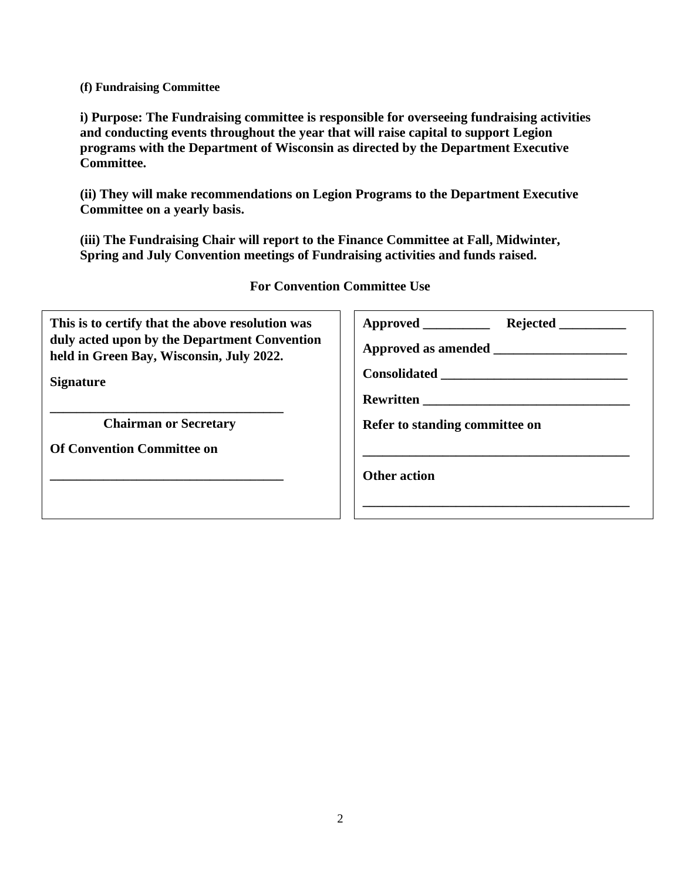**(f) Fundraising Committee**

**i) Purpose: The Fundraising committee is responsible for overseeing fundraising activities and conducting events throughout the year that will raise capital to support Legion programs with the Department of Wisconsin as directed by the Department Executive Committee.**

**(ii) They will make recommendations on Legion Programs to the Department Executive Committee on a yearly basis.**

**(iii) The Fundraising Chair will report to the Finance Committee at Fall, Midwinter, Spring and July Convention meetings of Fundraising activities and funds raised.**

**For Convention Committee Use**

| | |
|---|---|
| **This is to certify that the above resolution was duly acted upon by the Department Convention held in Green Bay, Wisconsin, July 2022.**<br><br>**Signature**<br><br>**___________________________________**<br>**Chairman or Secretary**<br><br>**Of Convention Committee on**<br><br>**___________________________________** | **Approved __________ Rejected __________**<br><br>**Approved as amended ____________________**<br><br>**Consolidated ____________________________**<br><br>**Rewritten _______________________________**<br><br>**Refer to standing committee on**<br><br>**________________________________________**<br><br>**Other action**<br><br>**________________________________________** |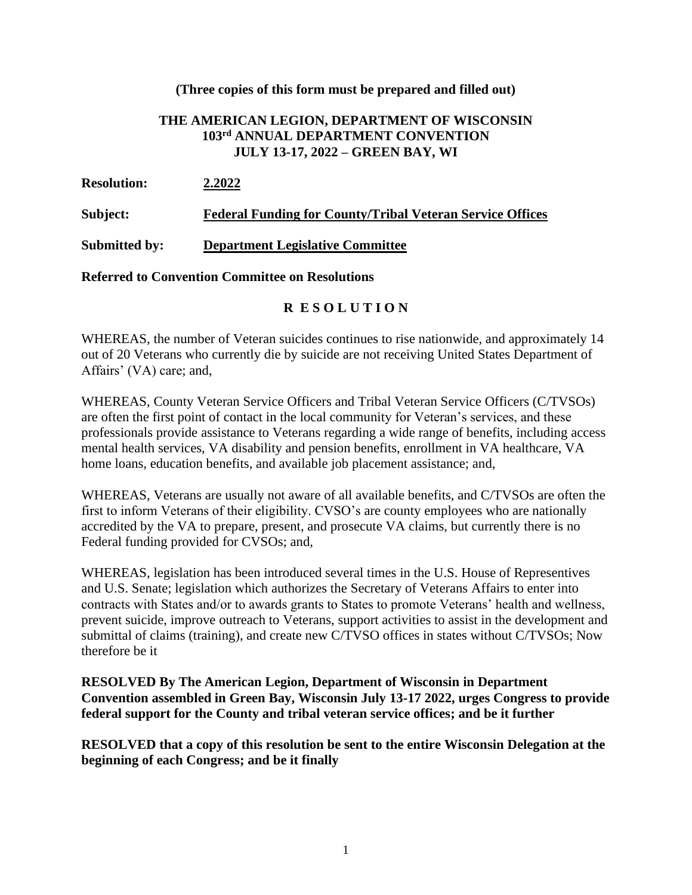**(Three copies of this form must be prepared and filled out)**

**THE AMERICAN LEGION, DEPARTMENT OF WISCONSIN**
**103rd ANNUAL DEPARTMENT CONVENTION**
**JULY 13-17, 2022 – GREEN BAY, WI**

**Resolution:** **2.2022**

**Subject:** **Federal Funding for County/Tribal Veteran Service Offices**

**Submitted by:** **Department Legislative Committee**

**Referred to Convention Committee on Resolutions**

**R E S O L U T I O N**

WHEREAS, the number of Veteran suicides continues to rise nationwide, and approximately 14 out of 20 Veterans who currently die by suicide are not receiving United States Department of Affairs' (VA) care; and,

WHEREAS, County Veteran Service Officers and Tribal Veteran Service Officers (C/TVSOs) are often the first point of contact in the local community for Veteran's services, and these professionals provide assistance to Veterans regarding a wide range of benefits, including access mental health services, VA disability and pension benefits, enrollment in VA healthcare, VA home loans, education benefits, and available job placement assistance; and,

WHEREAS, Veterans are usually not aware of all available benefits, and C/TVSOs are often the first to inform Veterans of their eligibility. CVSO's are county employees who are nationally accredited by the VA to prepare, present, and prosecute VA claims, but currently there is no Federal funding provided for CVSOs; and,

WHEREAS, legislation has been introduced several times in the U.S. House of Representives and U.S. Senate; legislation which authorizes the Secretary of Veterans Affairs to enter into contracts with States and/or to awards grants to States to promote Veterans' health and wellness, prevent suicide, improve outreach to Veterans, support activities to assist in the development and submittal of claims (training), and create new C/TVSO offices in states without C/TVSOs; Now therefore be it

**RESOLVED By The American Legion, Department of Wisconsin in Department Convention assembled in Green Bay, Wisconsin July 13-17 2022, urges Congress to provide federal support for the County and tribal veteran service offices; and be it further**

**RESOLVED that a copy of this resolution be sent to the entire Wisconsin Delegation at the beginning of each Congress; and be it finally**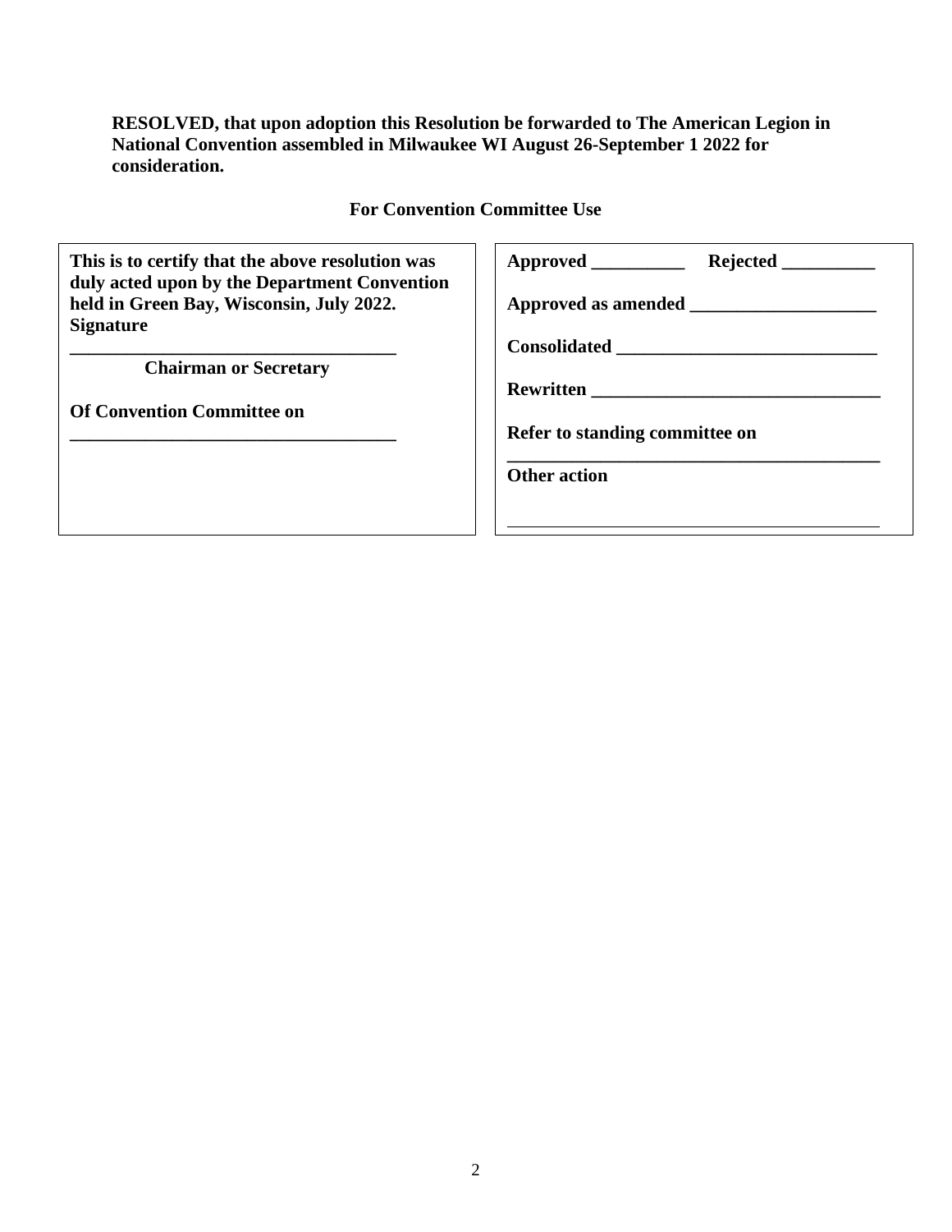**RESOLVED, that upon adoption this Resolution be forwarded to The American Legion in National Convention assembled in Milwaukee WI August 26-September 1 2022 for consideration.**

**For Convention Committee Use**

| | |
|---|---|
| **This is to certify that the above resolution was duly acted upon by the Department Convention held in Green Bay, Wisconsin, July 2022.** | **Approved __________ Rejected __________** |
| **Signature** | **Approved as amended ____________________** |
| **___________________________________** | **Consolidated ____________________________** |
| **Chairman or Secretary** | **Rewritten _______________________________** |
| **Of Convention Committee on** | **Refer to standing committee on** |
| **___________________________________** | **________________________________________** |
| | **Other action** |
| | **________________________________________** |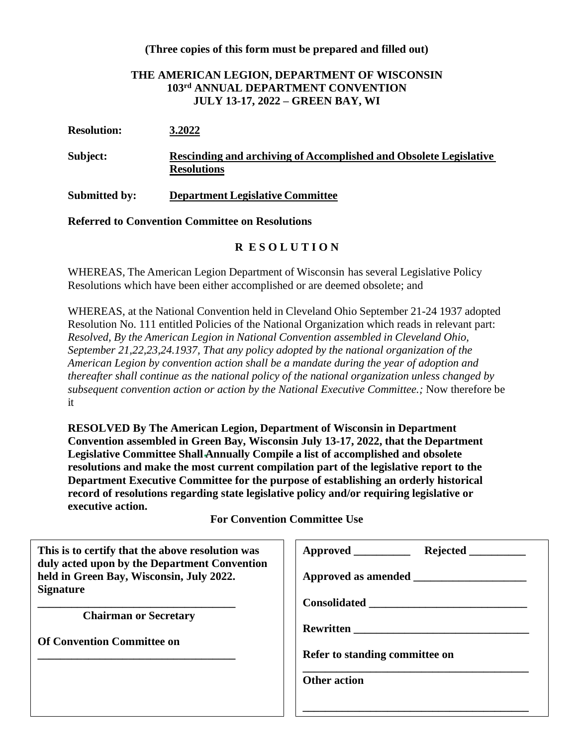**(Three copies of this form must be prepared and filled out)**

**THE AMERICAN LEGION, DEPARTMENT OF WISCONSIN**
**103rd ANNUAL DEPARTMENT CONVENTION**
**JULY 13-17, 2022 – GREEN BAY, WI**

**Resolution:** **3.2022**

**Subject:** **Rescinding and archiving of Accomplished and Obsolete Legislative Resolutions**

**Submitted by:** **Department Legislative Committee**

**Referred to Convention Committee on Resolutions**

**R E S O L U T I O N**

WHEREAS, The American Legion Department of Wisconsin has several Legislative Policy Resolutions which have been either accomplished or are deemed obsolete; and

WHEREAS, at the National Convention held in Cleveland Ohio September 21-24 1937 adopted Resolution No. 111 entitled Policies of the National Organization which reads in relevant part: *Resolved, By the American Legion in National Convention assembled in Cleveland Ohio, September 21,22,23,24.1937, That any policy adopted by the national organization of the American Legion by convention action shall be a mandate during the year of adoption and thereafter shall continue as the national policy of the national organization unless changed by subsequent convention action or action by the National Executive Committee.;* Now therefore be it

**RESOLVED By The American Legion, Department of Wisconsin in Department Convention assembled in Green Bay, Wisconsin July 13-17, 2022, that the Department Legislative Committee Shall Annually Compile a list of accomplished and obsolete resolutions and make the most current compilation part of the legislative report to the Department Executive Committee for the purpose of establishing an orderly historical record of resolutions regarding state legislative policy and/or requiring legislative or executive action.**

**For Convention Committee Use**

**This is to certify that the above resolution was duly acted upon by the Department Convention held in Green Bay, Wisconsin, July 2022.**
**Signature**

**___________________________________**
**Chairman or Secretary**

**Of Convention Committee on**
**___________________________________**

**Approved __________ Rejected __________**

**Approved as amended ___________________**

**Consolidated ____________________________**

**Rewritten _______________________________**

**Refer to standing committee on**
**_________________________________________**

**Other action**

**_________________________________________**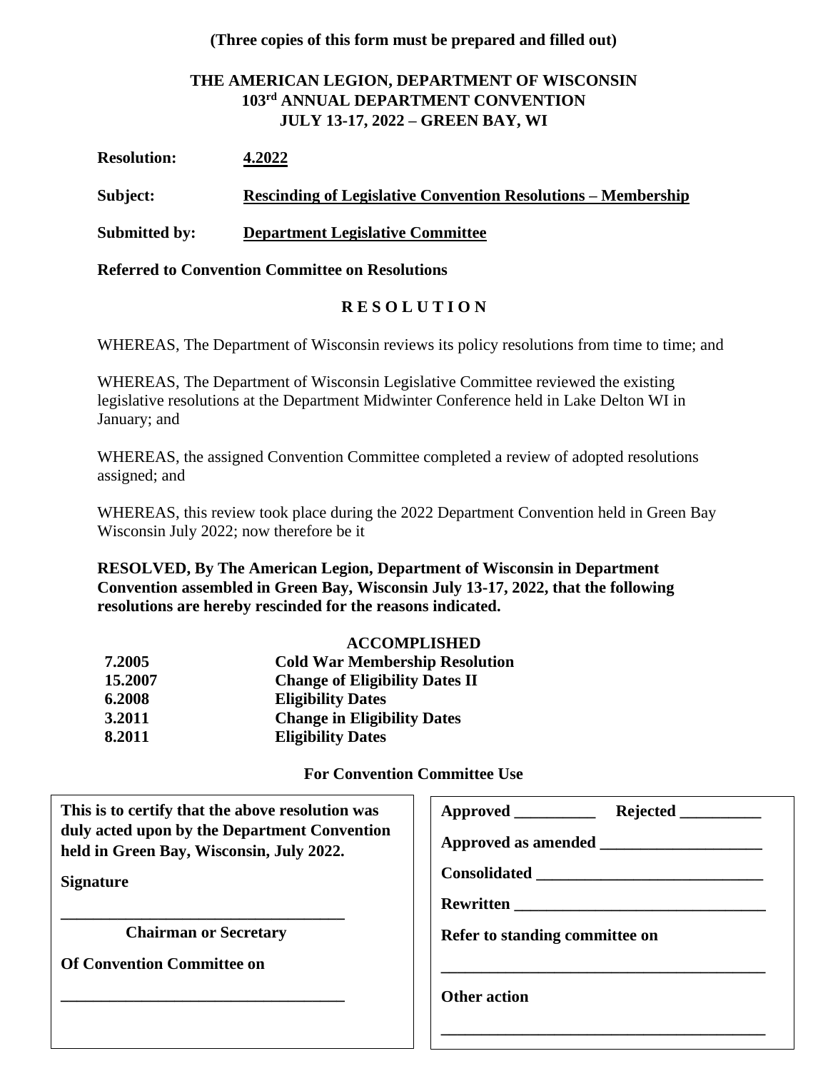**(Three copies of this form must be prepared and filled out)**

**THE AMERICAN LEGION, DEPARTMENT OF WISCONSIN**
**103rd ANNUAL DEPARTMENT CONVENTION**
**JULY 13-17, 2022 – GREEN BAY, WI**

**Resolution:** **4.2022**

**Subject:** **Rescinding of Legislative Convention Resolutions – Membership**

**Submitted by:** **Department Legislative Committee**

**Referred to Convention Committee on Resolutions**

## R E S O L U T I O N

WHEREAS, The Department of Wisconsin reviews its policy resolutions from time to time; and

WHEREAS, The Department of Wisconsin Legislative Committee reviewed the existing legislative resolutions at the Department Midwinter Conference held in Lake Delton WI in January; and

WHEREAS, the assigned Convention Committee completed a review of adopted resolutions assigned; and

WHEREAS, this review took place during the 2022 Department Convention held in Green Bay Wisconsin July 2022; now therefore be it

**RESOLVED, By The American Legion, Department of Wisconsin in Department Convention assembled in Green Bay, Wisconsin July 13-17, 2022, that the following resolutions are hereby rescinded for the reasons indicated.**

**ACCOMPLISHED**

| | |
|---|---|
| **7.2005** | **Cold War Membership Resolution** |
| **15.2007** | **Change of Eligibility Dates II** |
| **6.2008** | **Eligibility Dates** |
| **3.2011** | **Change in Eligibility Dates** |
| **8.2011** | **Eligibility Dates** |

**For Convention Committee Use**

**This is to certify that the above resolution was duly acted upon by the Department Convention held in Green Bay, Wisconsin, July 2022.**

**Signature**

___________________________________

**Chairman or Secretary**

**Of Convention Committee on**

___________________________________

**Approved** __________ **Rejected** __________

**Approved as amended** ____________________

**Consolidated** ____________________________

**Rewritten** _______________________________

**Refer to standing committee on**

_________________________________________

**Other action**

_________________________________________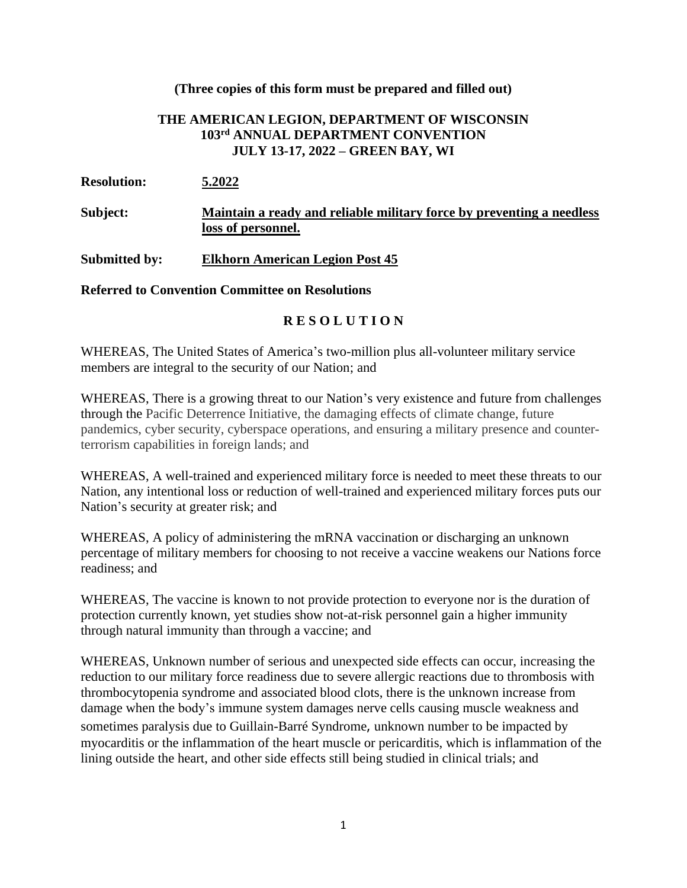**(Three copies of this form must be prepared and filled out)**

**THE AMERICAN LEGION, DEPARTMENT OF WISCONSIN**
**103rd ANNUAL DEPARTMENT CONVENTION**
**JULY 13-17, 2022 – GREEN BAY, WI**

**Resolution:** **5.2022**

**Subject:** **Maintain a ready and reliable military force by preventing a needless loss of personnel.**

**Submitted by:** **Elkhorn American Legion Post 45**

**Referred to Convention Committee on Resolutions**

**R E S O L U T I O N**

WHEREAS, The United States of America's two-million plus all-volunteer military service members are integral to the security of our Nation; and

WHEREAS, There is a growing threat to our Nation's very existence and future from challenges through the Pacific Deterrence Initiative, the damaging effects of climate change, future pandemics, cyber security, cyberspace operations, and ensuring a military presence and counter-terrorism capabilities in foreign lands; and

WHEREAS, A well-trained and experienced military force is needed to meet these threats to our Nation, any intentional loss or reduction of well-trained and experienced military forces puts our Nation's security at greater risk; and

WHEREAS, A policy of administering the mRNA vaccination or discharging an unknown percentage of military members for choosing to not receive a vaccine weakens our Nations force readiness; and

WHEREAS, The vaccine is known to not provide protection to everyone nor is the duration of protection currently known, yet studies show not-at-risk personnel gain a higher immunity through natural immunity than through a vaccine; and

WHEREAS, Unknown number of serious and unexpected side effects can occur, increasing the reduction to our military force readiness due to severe allergic reactions due to thrombosis with thrombocytopenia syndrome and associated blood clots, there is the unknown increase from damage when the body's immune system damages nerve cells causing muscle weakness and sometimes paralysis due to Guillain-Barré Syndrome, unknown number to be impacted by myocarditis or the inflammation of the heart muscle or pericarditis, which is inflammation of the lining outside the heart, and other side effects still being studied in clinical trials; and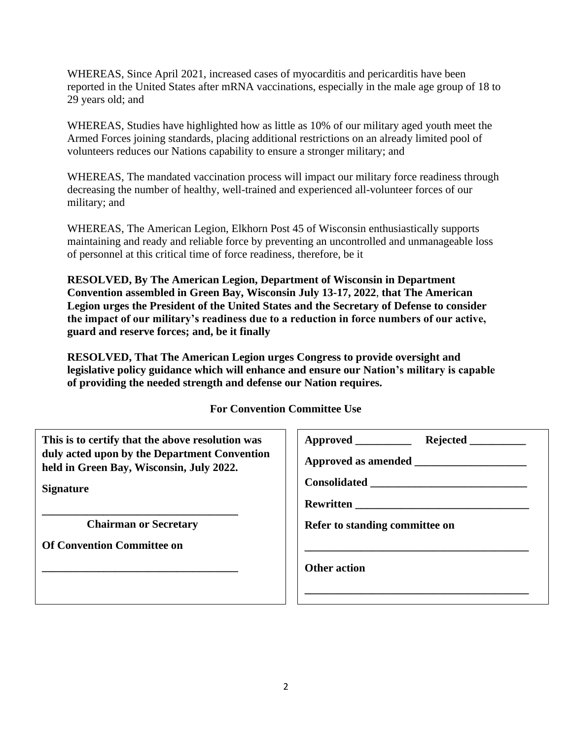WHEREAS, Since April 2021, increased cases of myocarditis and pericarditis have been reported in the United States after mRNA vaccinations, especially in the male age group of 18 to 29 years old; and

WHEREAS, Studies have highlighted how as little as 10% of our military aged youth meet the Armed Forces joining standards, placing additional restrictions on an already limited pool of volunteers reduces our Nations capability to ensure a stronger military; and

WHEREAS, The mandated vaccination process will impact our military force readiness through decreasing the number of healthy, well-trained and experienced all-volunteer forces of our military; and

WHEREAS, The American Legion, Elkhorn Post 45 of Wisconsin enthusiastically supports maintaining and ready and reliable force by preventing an uncontrolled and unmanageable loss of personnel at this critical time of force readiness, therefore, be it

**RESOLVED, By The American Legion, Department of Wisconsin in Department Convention assembled in Green Bay, Wisconsin July 13-17, 2022, that The American Legion urges the President of the United States and the Secretary of Defense to consider the impact of our military's readiness due to a reduction in force numbers of our active, guard and reserve forces; and, be it finally**

**RESOLVED, That The American Legion urges Congress to provide oversight and legislative policy guidance which will enhance and ensure our Nation's military is capable of providing the needed strength and defense our Nation requires.**

**For Convention Committee Use**

| **This is to certify that the above resolution was duly acted upon by the Department Convention held in Green Bay, Wisconsin, July 2022.** | **Approved __________ Rejected __________** |
|---|---|
| **Signature** | **Approved as amended ____________________** |
| **__________________________________** | **Consolidated ____________________________** |
| **Chairman or Secretary** | **Rewritten _______________________________** |
| **Of Convention Committee on** | **Refer to standing committee on** |
| **__________________________________** | **________________________________________** |
| | **Other action** |
| | **________________________________________** |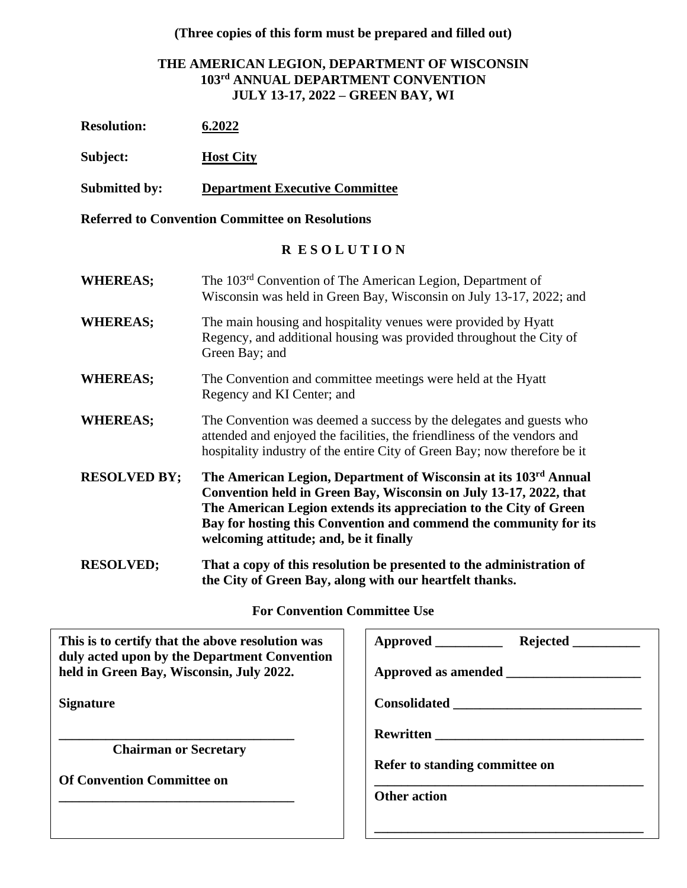**(Three copies of this form must be prepared and filled out)**

**THE AMERICAN LEGION, DEPARTMENT OF WISCONSIN**
**103rd ANNUAL DEPARTMENT CONVENTION**
**JULY 13-17, 2022 – GREEN BAY, WI**

**Resolution:** **6.2022**

**Subject:** **Host City**

**Submitted by:** **Department Executive Committee**

**Referred to Convention Committee on Resolutions**

## R E S O L U T I O N

**WHEREAS;** The 103rd Convention of The American Legion, Department of Wisconsin was held in Green Bay, Wisconsin on July 13-17, 2022; and

**WHEREAS;** The main housing and hospitality venues were provided by Hyatt Regency, and additional housing was provided throughout the City of Green Bay; and

**WHEREAS;** The Convention and committee meetings were held at the Hyatt Regency and KI Center; and

**WHEREAS;** The Convention was deemed a success by the delegates and guests who attended and enjoyed the facilities, the friendliness of the vendors and hospitality industry of the entire City of Green Bay; now therefore be it

**RESOLVED BY;** **The American Legion, Department of Wisconsin at its 103rd Annual Convention held in Green Bay, Wisconsin on July 13-17, 2022, that The American Legion extends its appreciation to the City of Green Bay for hosting this Convention and commend the community for its welcoming attitude; and, be it finally**

**RESOLVED;** **That a copy of this resolution be presented to the administration of the City of Green Bay, along with our heartfelt thanks.**

**For Convention Committee Use**

**This is to certify that the above resolution was duly acted upon by the Department Convention held in Green Bay, Wisconsin, July 2022.**

**Signature**

___________________________________
**Chairman or Secretary**

**Of Convention Committee on**
___________________________________

**Approved** __________ **Rejected** __________

**Approved as amended** ____________________

**Consolidated** ____________________________

**Rewritten** ________________________________

**Refer to standing committee on**
_________________________________________

**Other action**
_________________________________________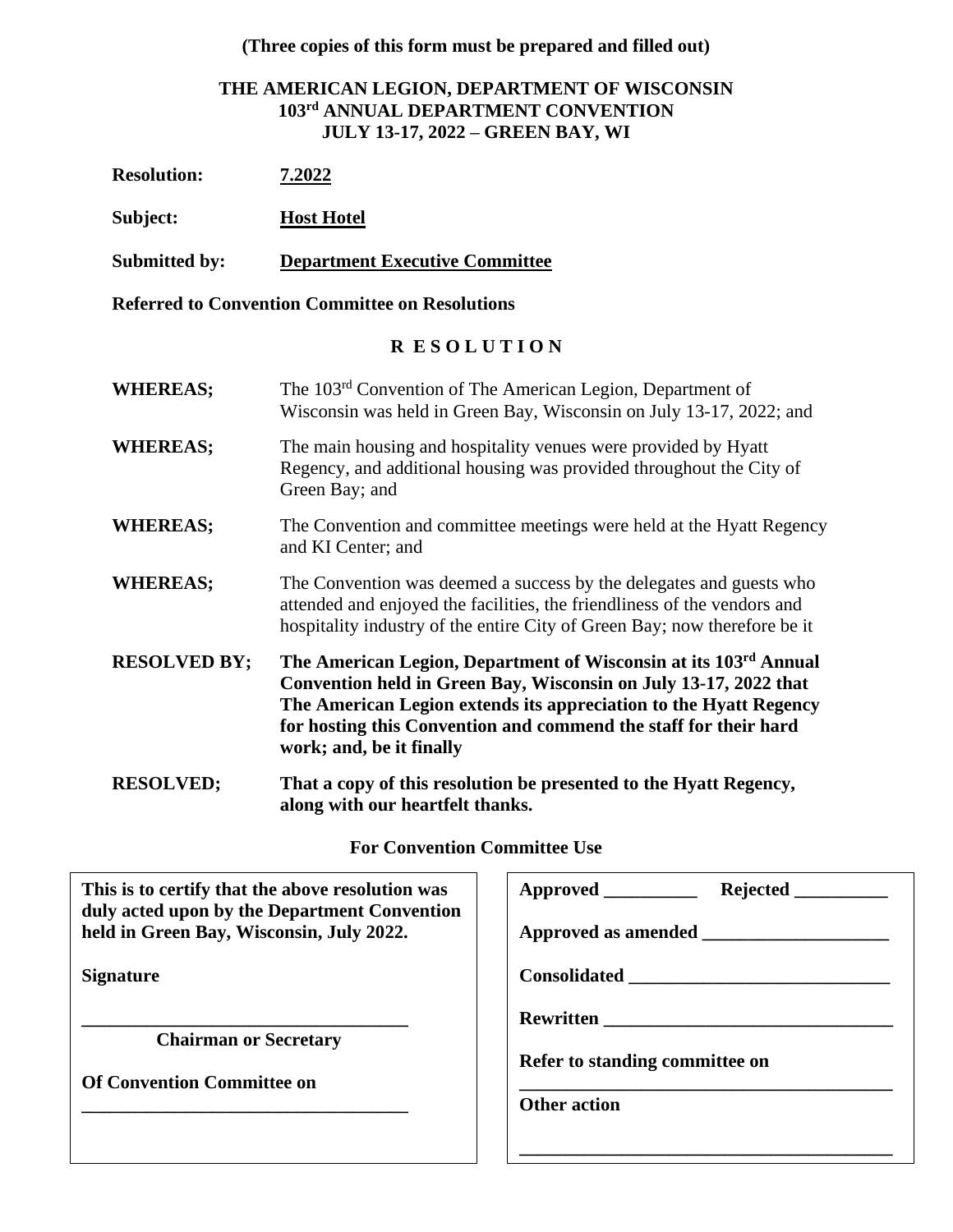**(Three copies of this form must be prepared and filled out)**

**THE AMERICAN LEGION, DEPARTMENT OF WISCONSIN**
**103rd ANNUAL DEPARTMENT CONVENTION**
**JULY 13-17, 2022 – GREEN BAY, WI**

**Resolution:** **7.2022**

**Subject:** **Host Hotel**

**Submitted by:** **Department Executive Committee**

**Referred to Convention Committee on Resolutions**

## R E S O L U T I O N

**WHEREAS;** The 103rd Convention of The American Legion, Department of Wisconsin was held in Green Bay, Wisconsin on July 13-17, 2022; and

**WHEREAS;** The main housing and hospitality venues were provided by Hyatt Regency, and additional housing was provided throughout the City of Green Bay; and

**WHEREAS;** The Convention and committee meetings were held at the Hyatt Regency and KI Center; and

**WHEREAS;** The Convention was deemed a success by the delegates and guests who attended and enjoyed the facilities, the friendliness of the vendors and hospitality industry of the entire City of Green Bay; now therefore be it

**RESOLVED BY;** **The American Legion, Department of Wisconsin at its 103rd Annual Convention held in Green Bay, Wisconsin on July 13-17, 2022 that The American Legion extends its appreciation to the Hyatt Regency for hosting this Convention and commend the staff for their hard work; and, be it finally**

**RESOLVED;** **That a copy of this resolution be presented to the Hyatt Regency, along with our heartfelt thanks.**

**For Convention Committee Use**

| | |
|---|---|
| **This is to certify that the above resolution was duly acted upon by the Department Convention held in Green Bay, Wisconsin, July 2022.** | **Approved** __________ **Rejected** __________ |
| **Signature** | **Approved as amended** ___________________ |
| ___________________________________ | **Consolidated** ___________________________ |
| **Chairman or Secretary** | **Rewritten** _______________________________ |
| **Of Convention Committee on** | **Refer to standing committee on** ________________________________________ |
| ___________________________________ | **Other action** ________________________________________ |